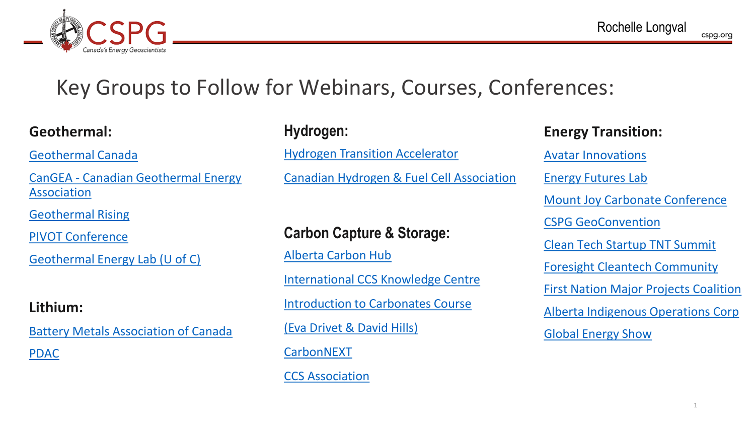# Key Groups to Follow for Webinars, Courses, Conferences:

## Geothermal:

- Geothermal Canada
- CanGEA - Canadian Geothermal Energy Association
- Geothermal Rising
- PIVOT Conference
- Geothermal Energy Lab (U of C)

## Lithium:

- Battery Metals Association of Canada
- PDAC

## Hydrogen:

- Hydrogen Transition Accelerator
- Canadian Hydrogen & Fuel Cell Association

## Carbon Capture & Storage:

- Alberta Carbon Hub
- International CCS Knowledge Centre
- Introduction to Carbonates Course
- (Eva Drivet & David Hills)
- CarbonNEXT
- CCS Association

## Energy Transition:

- Avatar Innovations
- Energy Futures Lab
- Mount Joy Carbonate Conference
- CSPG GeoConvention
- Clean Tech Startup TNT Summit
- Foresight Cleantech Community
- First Nation Major Projects Coalition
- Alberta Indigenous Operations Corp
- Global Energy Show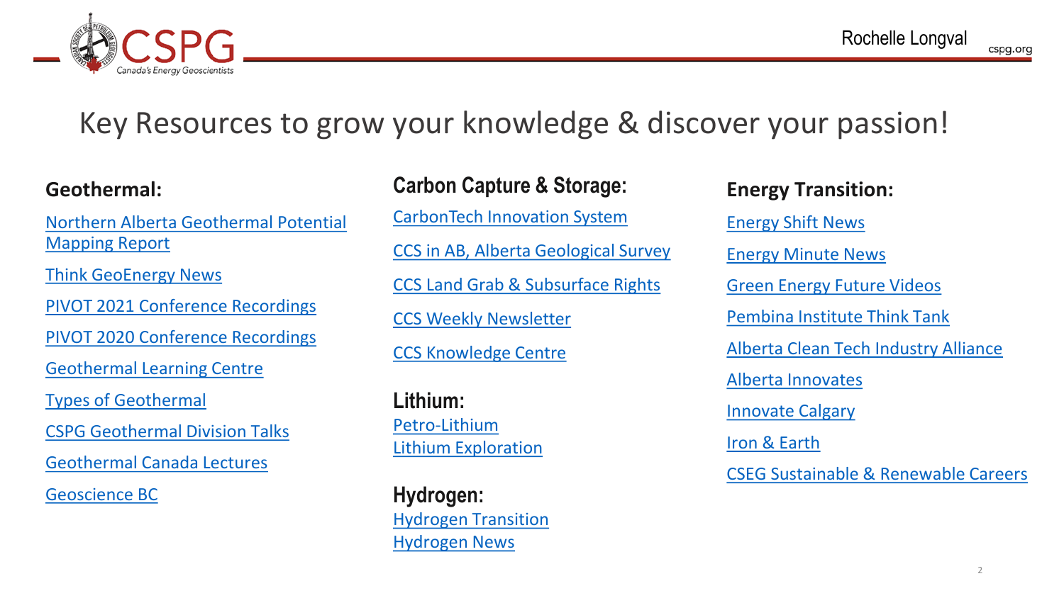# Key Resources to grow your knowledge & discover your passion!

## Geothermal:

- Northern Alberta Geothermal Potential Mapping Report
- Think GeoEnergy News
- PIVOT 2021 Conference Recordings
- PIVOT 2020 Conference Recordings
- Geothermal Learning Centre
- Types of Geothermal
- CSPG Geothermal Division Talks
- Geothermal Canada Lectures
- Geoscience BC

## Carbon Capture & Storage:

- CarbonTech Innovation System
- CCS in AB, Alberta Geological Survey
- CCS Land Grab & Subsurface Rights
- CCS Weekly Newsletter
- CCS Knowledge Centre

## Lithium:

- Petro-Lithium
- Lithium Exploration

## Hydrogen:

- Hydrogen Transition
- Hydrogen News

## Energy Transition:

- Energy Shift News
- Energy Minute News
- Green Energy Future Videos
- Pembina Institute Think Tank
- Alberta Clean Tech Industry Alliance
- Alberta Innovates
- Innovate Calgary
- Iron & Earth
- CSEG Sustainable & Renewable Careers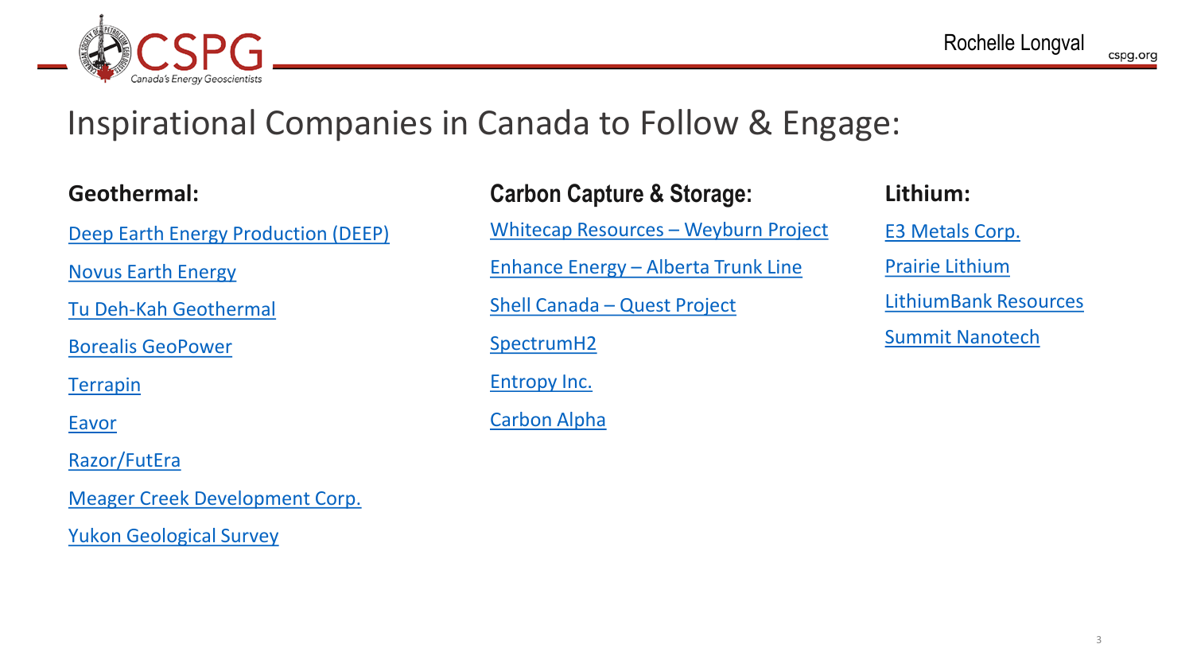# Inspirational Companies in Canada to Follow & Engage:

**Geothermal:**

Deep Earth Energy Production (DEEP)

Novus Earth Energy

Tu Deh-Kah Geothermal

Borealis GeoPower

Terrapin

Eavor

Razor/FutEra

Meager Creek Development Corp.

Yukon Geological Survey

**Carbon Capture & Storage:**

Whitecap Resources – Weyburn Project

Enhance Energy – Alberta Trunk Line

Shell Canada – Quest Project

SpectrumH2

Entropy Inc.

Carbon Alpha

**Lithium:**

E3 Metals Corp.

Prairie Lithium

LithiumBank Resources

Summit Nanotech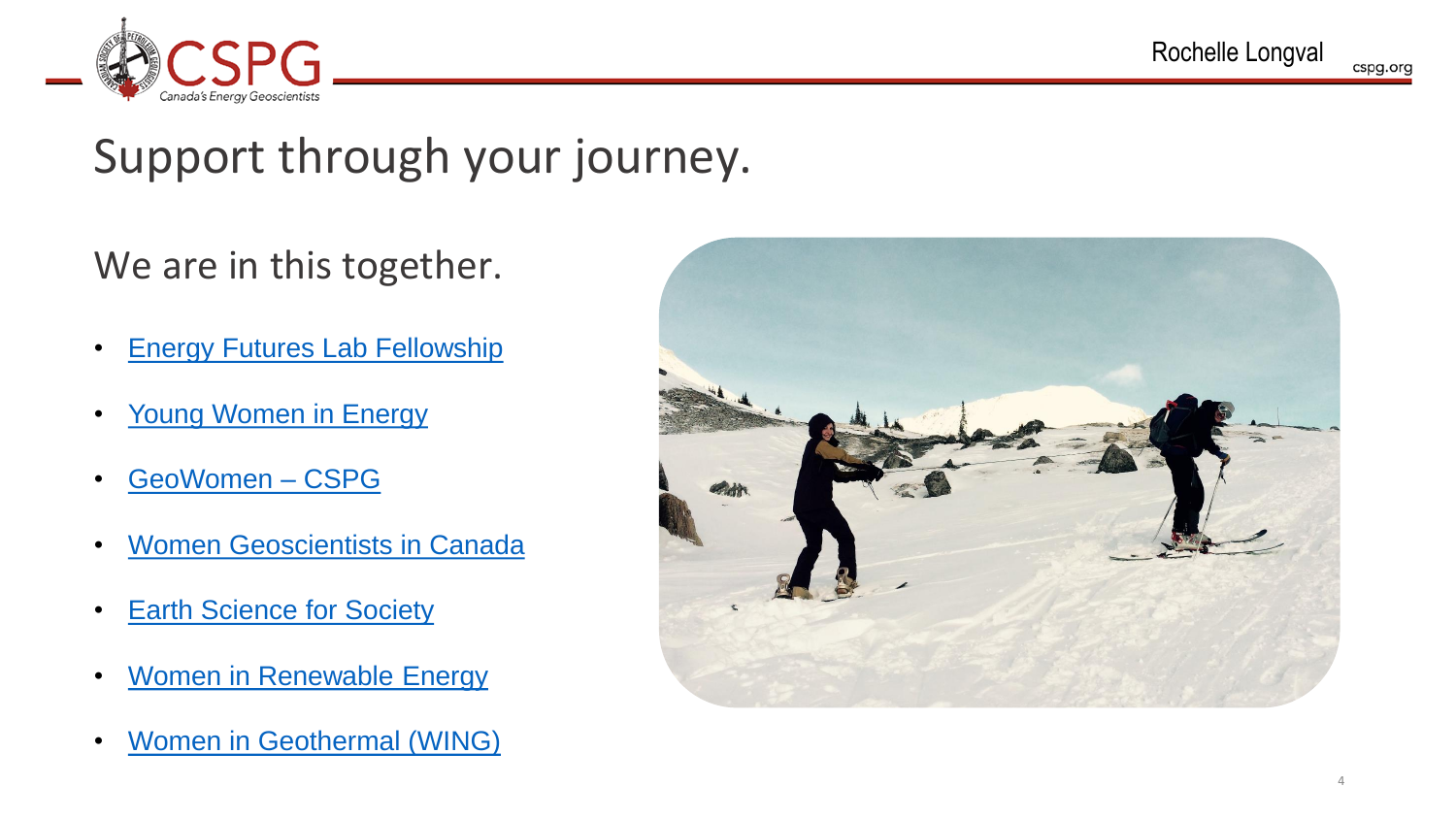# Support through your journey.

## We are in this together.

- Energy Futures Lab Fellowship
- Young Women in Energy
- GeoWomen – CSPG
- Women Geoscientists in Canada
- Earth Science for Society
- Women in Renewable Energy
- Women in Geothermal (WING)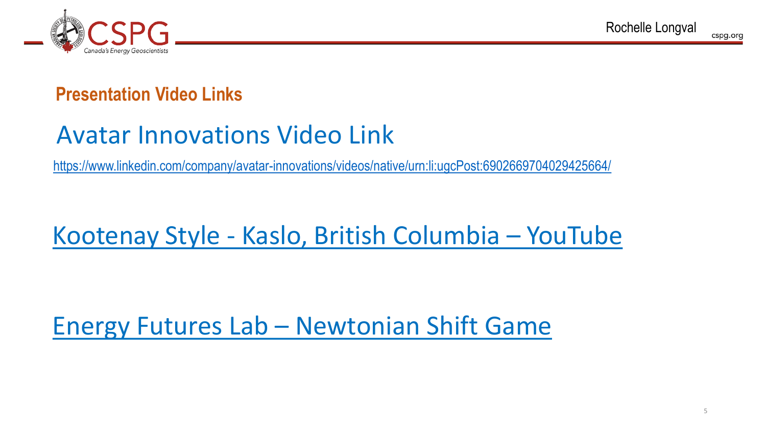## Presentation Video Links

Avatar Innovations Video Link

https://www.linkedin.com/company/avatar-innovations/videos/native/urn:li:ugcPost:6902669704029425664/

Kootenay Style - Kaslo, British Columbia – YouTube

Energy Futures Lab – Newtonian Shift Game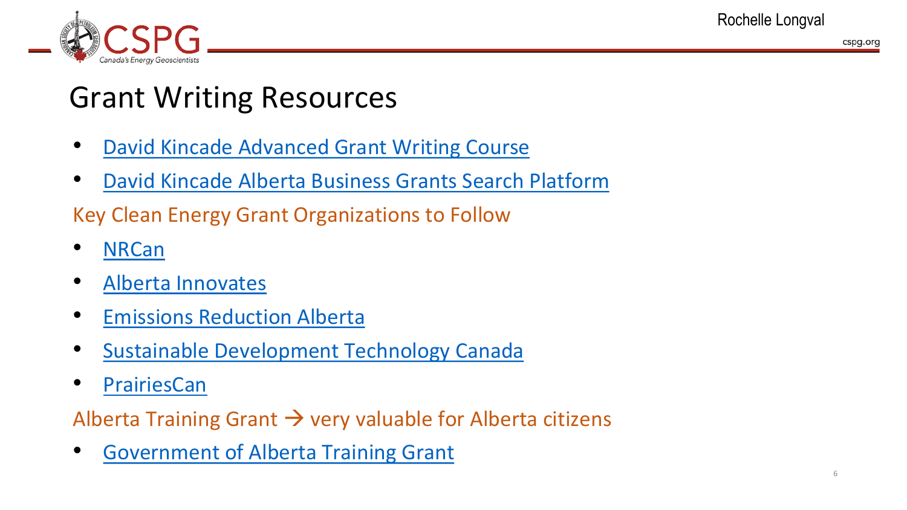# Grant Writing Resources

- David Kincade Advanced Grant Writing Course
- David Kincade Alberta Business Grants Search Platform

Key Clean Energy Grant Organizations to Follow

- NRCan
- Alberta Innovates
- Emissions Reduction Alberta
- Sustainable Development Technology Canada
- PrairiesCan

Alberta Training Grant → very valuable for Alberta citizens

- Government of Alberta Training Grant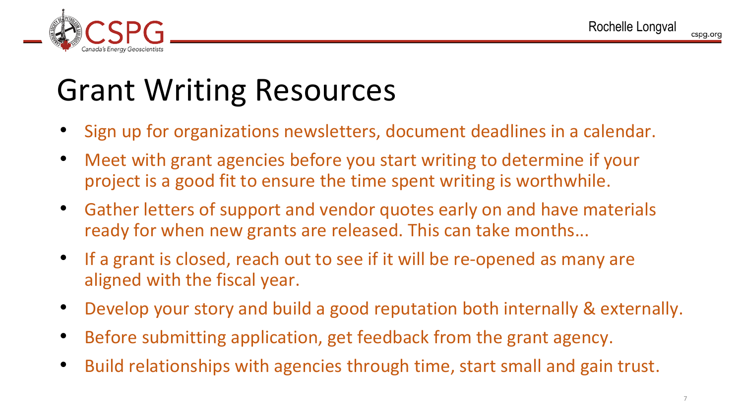# Grant Writing Resources

- Sign up for organizations newsletters, document deadlines in a calendar.
- Meet with grant agencies before you start writing to determine if your project is a good fit to ensure the time spent writing is worthwhile.
- Gather letters of support and vendor quotes early on and have materials ready for when new grants are released. This can take months…
- If a grant is closed, reach out to see if it will be re-opened as many are aligned with the fiscal year.
- Develop your story and build a good reputation both internally & externally.
- Before submitting application, get feedback from the grant agency.
- Build relationships with agencies through time, start small and gain trust.